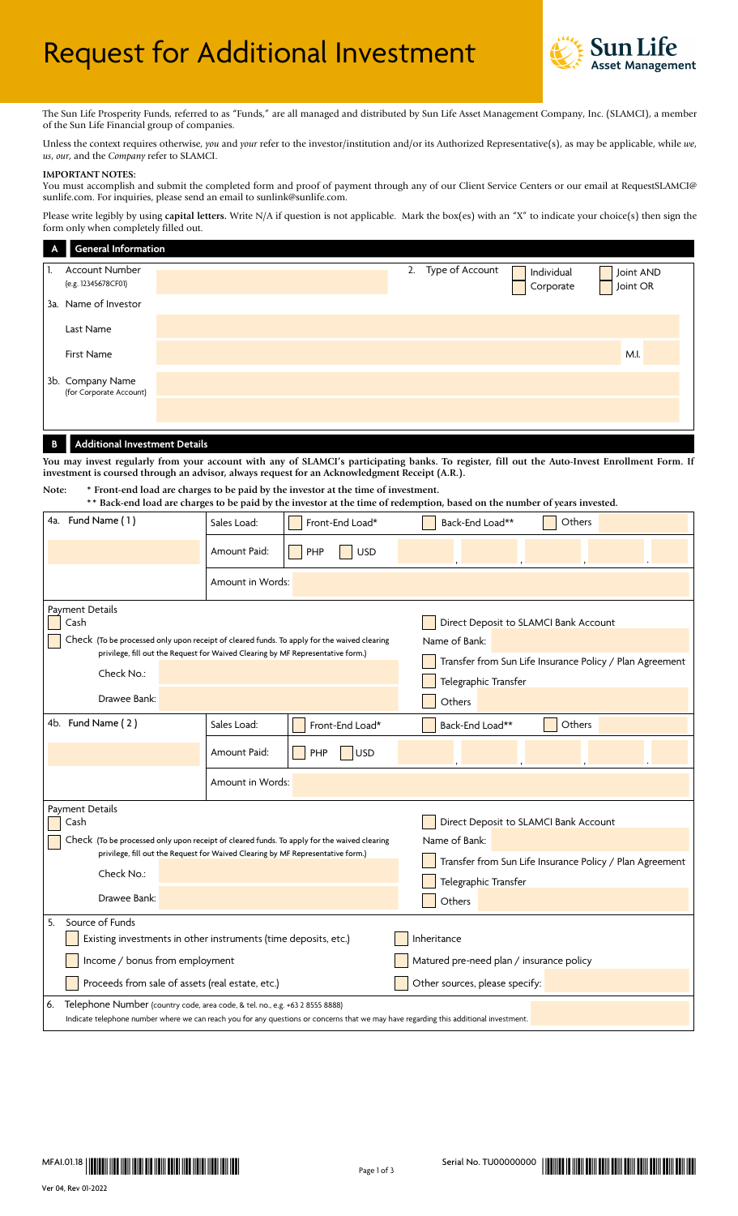# Request for Additional Investment

Sun Life Asset Management

The Sun Life Prosperity Funds, referred to as "Funds," are all managed and distributed by Sun Life Asset Management Company, Inc. (SLAMCI), a member of the Sun Life Financial group of companies.

Unless the context requires otherwise, *you* and *your* refer to the investor/institution and/or its Authorized Representative(s), as may be applicable, while *we*, *us*, *our*, and the *Company* refer to SLAMCI.

**IMPORTANT NOTES:**
You must accomplish and submit the completed form and proof of payment through any of our Client Service Centers or our email at RequestSLAMCI@sunlife.com. For inquiries, please send an email to sunlink@sunlife.com.

Please write legibly by using **capital letters.** Write N/A if question is not applicable. Mark the box(es) with an "X" to indicate your choice(s) then sign the form only when completely filled out.

## A General Information

| | | | |
|---|---|---|---|
| 1. Account Number (e.g. 12345678CF01) | | 2. Type of Account | ☐ Individual ☐ Joint AND ☐ Corporate ☐ Joint OR |
| 3a. Name of Investor | | | |
| Last Name | | | |
| First Name | | | M.I. |
| 3b. Company Name (for Corporate Account) | | | |

## B Additional Investment Details

**You may invest regularly from your account with any of SLAMCI's participating banks. To register, fill out the Auto-Invest Enrollment Form. If investment is coursed through an advisor, always request for an Acknowledgment Receipt (A.R.).**

**Note:** * **Front-end load are charges to be paid by the investor at the time of investment.**
** **Back-end load are charges to be paid by the investor at the time of redemption, based on the number of years invested.**

| 4a. Fund Name ( 1 ) | Sales Load: | ☐ Front-End Load* | ☐ Back-End Load** ☐ Others |
|---|---|---|---|
| | Amount Paid: | ☐ PHP ☐ USD | , , , . |
| | Amount in Words: | | |

**Payment Details**

☐ Cash
☐ Check (To be processed only upon receipt of cleared funds. To apply for the waived clearing privilege, fill out the Request for Waived Clearing by MF Representative form.)
Check No.:
Drawee Bank:

☐ Direct Deposit to SLAMCI Bank Account
Name of Bank:
☐ Transfer from Sun Life Insurance Policy / Plan Agreement
☐ Telegraphic Transfer
☐ Others

| 4b. Fund Name ( 2 ) | Sales Load: | ☐ Front-End Load* | ☐ Back-End Load** ☐ Others |
|---|---|---|---|
| | Amount Paid: | ☐ PHP ☐ USD | , , , . |
| | Amount in Words: | | |

**Payment Details**

☐ Cash
☐ Check (To be processed only upon receipt of cleared funds. To apply for the waived clearing privilege, fill out the Request for Waived Clearing by MF Representative form.)
Check No.:
Drawee Bank:

☐ Direct Deposit to SLAMCI Bank Account
Name of Bank:
☐ Transfer from Sun Life Insurance Policy / Plan Agreement
☐ Telegraphic Transfer
☐ Others

5. Source of Funds

☐ Existing investments in other instruments (time deposits, etc.)
☐ Income / bonus from employment
☐ Proceeds from sale of assets (real estate, etc.)
☐ Inheritance
☐ Matured pre-need plan / insurance policy
☐ Other sources, please specify:

6. Telephone Number (country code, area code, & tel. no., e.g. +63 2 8555 8888)
Indicate telephone number where we can reach you for any questions or concerns that we may have regarding this additional investment.

MFAI.01.18

Serial No. TU00000000

Ver 04, Rev 01-2022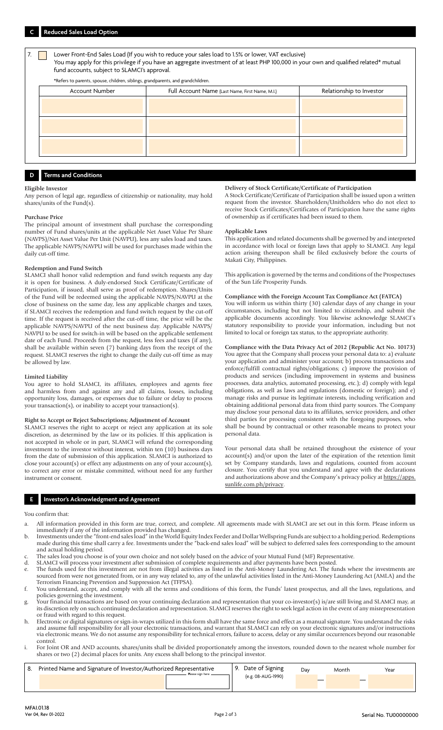## C Reduced Sales Load Option

7. ☐ Lower Front-End Sales Load (If you wish to reduce your sales load to 1.5% or lower, VAT exclusive)
You may apply for this privilege if you have an aggregate investment of at least PHP 100,000 in your own and qualified related* mutual fund accounts, subject to SLAMCI's approval.

*Refers to parents, spouse, children, siblings, grandparents, and grandchildren.

| Account Number | Full Account Name (Last Name, First Name, M.I.) | Relationship to Investor |
| --- | --- | --- |
| | | |
| | | |
| | | |

## D Terms and Conditions

**Eligible Investor**

Any person of legal age, regardless of citizenship or nationality, may hold shares/units of the Fund(s).

**Purchase Price**

The principal amount of investment shall purchase the corresponding number of Fund shares/units at the applicable Net Asset Value Per Share (NAVPS)/Net Asset Value Per Unit (NAVPU), less any sales load and taxes. The applicable NAVPS/NAVPU will be used for purchases made within the daily cut-off time.

**Redemption and Fund Switch**

SLAMCI shall honor valid redemption and fund switch requests any day it is open for business. A duly-endorsed Stock Certificate/Certificate of Participation, if issued, shall serve as proof of redemption. Shares/Units of the Fund will be redeemed using the applicable NAVPS/NAVPU at the close of business on the same day, less any applicable charges and taxes, if SLAMCI receives the redemption and fund switch request by the cut-off time. If the request is received after the cut-off time, the price will be the applicable NAVPS/NAVPU of the next business day. Applicable NAVPS/NAVPU to be used for switch-in will be based on the applicable settlement date of each Fund. Proceeds from the request, less fees and taxes (if any), shall be available within seven (7) banking days from the receipt of the request. SLAMCI reserves the right to change the daily cut-off time as may be allowed by law.

**Limited Liability**

You agree to hold SLAMCI, its affiliates, employees and agents free and harmless from and against any and all claims, losses, including opportunity loss, damages, or expenses due to failure or delay to process your transaction(s), or inability to accept your transaction(s).

**Right to Accept or Reject Subscriptions; Adjustment of Account**

SLAMCI reserves the right to accept or reject any application at its sole discretion, as determined by the law or its policies. If this application is not accepted in whole or in part, SLAMCI will refund the corresponding investment to the investor without interest, within ten (10) business days from the date of submission of this application. SLAMCI is authorized to close your account(s) or effect any adjustments on any of your account(s), to correct any error or mistake committed, without need for any further instrument or consent.

**Delivery of Stock Certificate/Certificate of Participation**

A Stock Certificate/Certificate of Participation shall be issued upon a written request from the investor. Shareholders/Unitholders who do not elect to receive Stock Certificates/Certificates of Participation have the same rights of ownership as if certificates had been issued to them.

**Applicable Laws**

This application and related documents shall be governed by and interpreted in accordance with local or foreign laws that apply to SLAMCI. Any legal action arising thereupon shall be filed exclusively before the courts of Makati City, Philippines.

This application is governed by the terms and conditions of the Prospectuses of the Sun Life Prosperity Funds.

**Compliance with the Foreign Account Tax Compliance Act (FATCA)**

You will inform us within thirty (30) calendar days of any change in your circumstances, including but not limited to citizenship, and submit the applicable documents accordingly. You likewise acknowledge SLAMCI's statutory responsibility to provide your information, including but not limited to local or foreign tax status, to the appropriate authority.

**Compliance with the Data Privacy Act of 2012 (Republic Act No. 10173)**

You agree that the Company shall process your personal data to: a) evaluate your application and administer your account; b) process transactions and enforce/fulfill contractual rights/obligations; c) improve the provision of products and services (including improvement in systems and business processes, data analytics, automated processing, etc.); d) comply with legal obligations, as well as laws and regulations (domestic or foreign); and e) manage risks and pursue its legitimate interests, including verification and obtaining additional personal data from third party sources. The Company may disclose your personal data to its affiliates, service providers, and other third parties for processing consistent with the foregoing purposes, who shall be bound by contractual or other reasonable means to protect your personal data.

Your personal data shall be retained throughout the existence of your account(s) and/or upon the later of the expiration of the retention limit set by Company standards, laws and regulations, counted from account closure. You certify that you understand and agree with the declarations and authorizations above and the Company's privacy policy at https://apps.sunlife.com.ph/privacy.

## E Investor's Acknowledgment and Agreement

You confirm that:

a. All information provided in this form are true, correct, and complete. All agreements made with SLAMCI are set out in this form. Please inform us immediately if any of the information provided has changed.
b. Investments under the "front-end sales load" in the World Equity Index Feeder and Dollar Wellspring Funds are subject to a holding period. Redemptions made during this time shall carry a fee. Investments under the "back-end sales load" will be subject to deferred sales fees corresponding to the amount and actual holding period.
c. The sales load you choose is of your own choice and not solely based on the advice of your Mutual Fund (MF) Representative.
d. SLAMCI will process your investment after submission of complete requirements and after payments have been posted.
e. The funds used for this investment are not from illegal activities as listed in the Anti-Money Laundering Act. The funds where the investments are sourced from were not generated from, or in any way related to, any of the unlawful activities listed in the Anti-Money Laundering Act (AMLA) and the Terrorism Financing Prevention and Suppression Act (TFPSA).
f. You understand, accept, and comply with all the terms and conditions of this form, the Funds' latest prospectus, and all the laws, regulations, and policies governing the investment.
g. Your financial transactions are based on your continuing declaration and representation that your co-investor(s) is/are still living and SLAMCI may, at its discretion rely on such continuing declaration and representation. SLAMCI reserves the right to seek legal action in the event of any misrepresentation or fraud with regard to this request.
h. Electronic or digital signatures or sign-in-wraps utilized in this form shall have the same force and effect as a manual signature. You understand the risks and assume full responsibility for all your electronic transactions, and warrant that SLAMCI can rely on your electronic signatures and/or instructions via electronic means. We do not assume any responsibility for technical errors, failure to access, delay or any similar occurrences beyond our reasonable control.
i. For Joint OR and AND accounts, shares/units shall be divided proportionately among the investors, rounded down to the nearest whole number for shares or two (2) decimal places for units. Any excess shall belong to the principal investor.

| 8. Printed Name and Signature of Investor/Authorized Representative | 9. Date of Signing (e.g. 08-AUG-1990) | Day | Month | Year |
| --- | --- | --- | --- | --- |
| Please sign here | | | | |

MFAI.01.18
Ver 04, Rev 01-2022

Serial No. TU00000000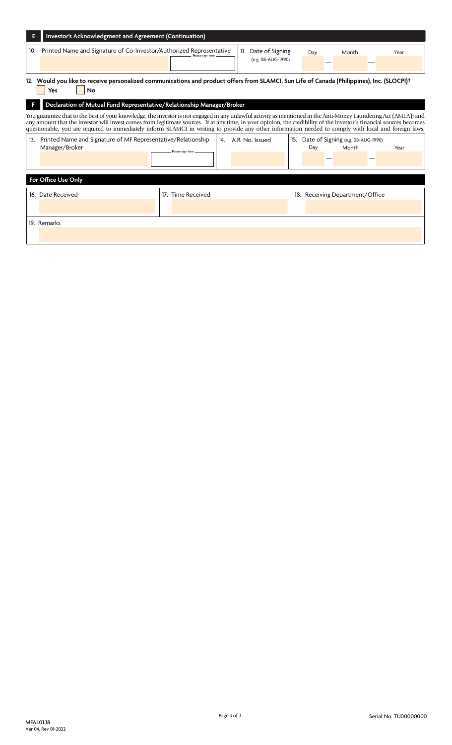## E Investor's Acknowledgment and Agreement (Continuation)

| 10. Printed Name and Signature of Co-Investor/Authorized Representative | 11. Date of Signing (e.g. 08-AUG-1990) |
| --- | --- |
| Please sign here | Day — Month — Year |

**12. Would you like to receive personalized communications and product offers from SLAMCI, Sun Life of Canada (Philippines), Inc. (SLOCPI)?**

☐ Yes ☐ No

## F Declaration of Mutual Fund Representative/Relationship Manager/Broker

You guarantee that to the best of your knowledge, the investor is not engaged in any unlawful activity as mentioned in the Anti-Money Laundering Act (AMLA); and any amount that the investor will invest comes from legitimate sources. If at any time, in your opinion, the credibility of the investor's financial sources becomes questionable, you are required to immediately inform SLAMCI in writing to provide any other information needed to comply with local and foreign laws.

| 13. Printed Name and Signature of MF Representative/Relationship Manager/Broker | 14. A.R. No. Issued | 15. Date of Signing (e.g. 08-AUG-1990) |
| --- | --- | --- |
| Please sign here | | Day — Month — Year |

## For Office Use Only

| 16. Date Received | 17. Time Received | 18. Receiving Department/Office |
| --- | --- | --- |
| | | |

| 19. Remarks |
| --- |
| |

MFAI.01.18
Ver 04, Rev 01-2022

Serial No. TU00000000